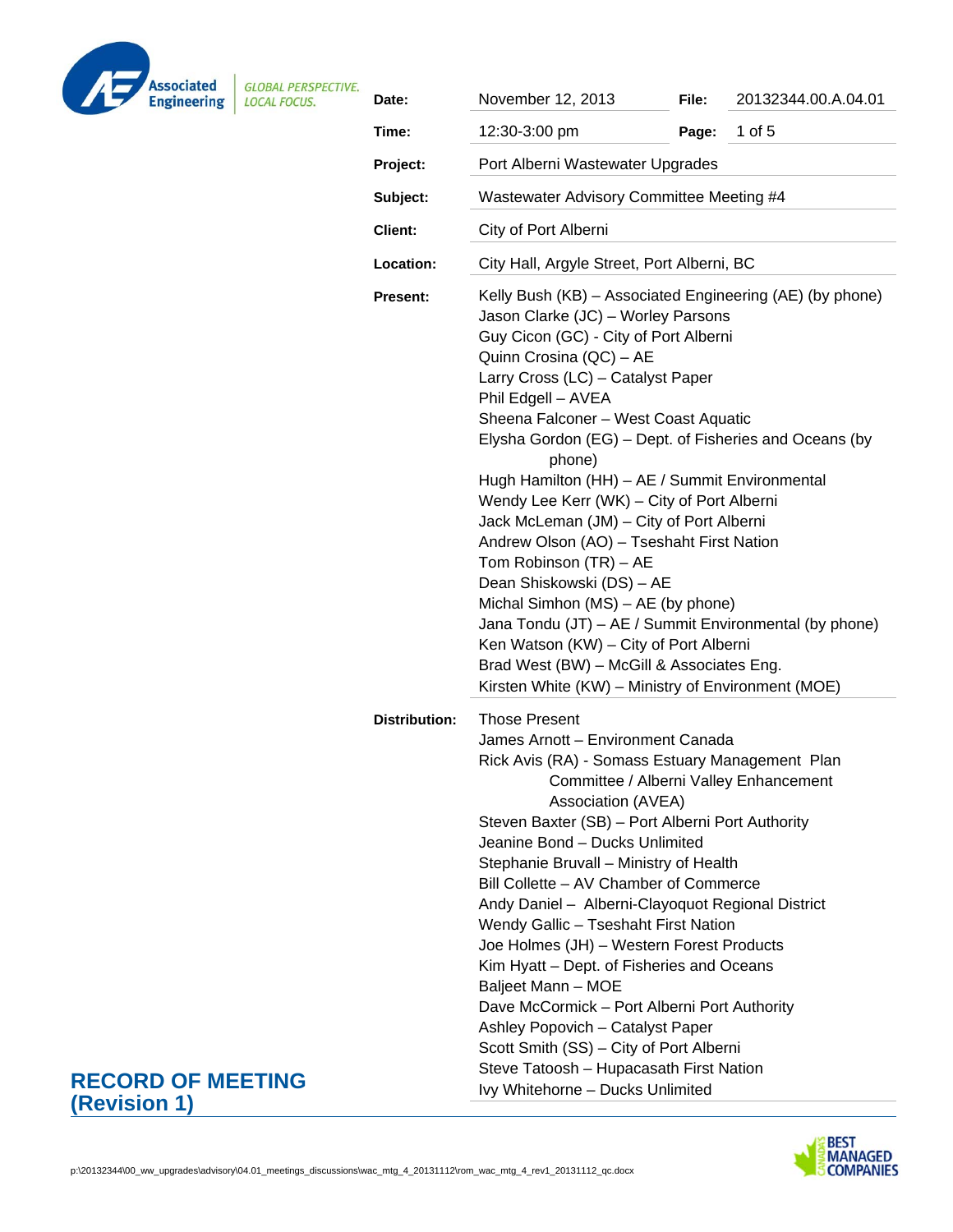Associated Engineering — *GLOBAL PERSPECTIVE. LOCAL FOCUS.*

# RECORD OF MEETING (Revision 1)

| | | | |
|---|---|---|---|
| **Date:** | November 12, 2013 | **File:** | 20132344.00.A.04.01 |
| **Time:** | 12:30-3:00 pm | **Page:** | 1 of 5 |
| **Project:** | Port Alberni Wastewater Upgrades | | |
| **Subject:** | Wastewater Advisory Committee Meeting #4 | | |
| **Client:** | City of Port Alberni | | |
| **Location:** | City Hall, Argyle Street, Port Alberni, BC | | |

**Present:**

Kelly Bush (KB) – Associated Engineering (AE) (by phone)
Jason Clarke (JC) – Worley Parsons
Guy Cicon (GC) - City of Port Alberni
Quinn Crosina (QC) – AE
Larry Cross (LC) – Catalyst Paper
Phil Edgell – AVEA
Sheena Falconer – West Coast Aquatic
Elysha Gordon (EG) – Dept. of Fisheries and Oceans (by phone)
Hugh Hamilton (HH) – AE / Summit Environmental
Wendy Lee Kerr (WK) – City of Port Alberni
Jack McLeman (JM) – City of Port Alberni
Andrew Olson (AO) – Tseshaht First Nation
Tom Robinson (TR) – AE
Dean Shiskowski (DS) – AE
Michal Simhon (MS) – AE (by phone)
Jana Tondu (JT) – AE / Summit Environmental (by phone)
Ken Watson (KW) – City of Port Alberni
Brad West (BW) – McGill & Associates Eng.
Kirsten White (KW) – Ministry of Environment (MOE)

**Distribution:**

Those Present
James Arnott – Environment Canada
Rick Avis (RA) - Somass Estuary Management Plan Committee / Alberni Valley Enhancement Association (AVEA)
Steven Baxter (SB) – Port Alberni Port Authority
Jeanine Bond – Ducks Unlimited
Stephanie Bruvall – Ministry of Health
Bill Collette – AV Chamber of Commerce
Andy Daniel – Alberni-Clayoquot Regional District
Wendy Gallic – Tseshaht First Nation
Joe Holmes (JH) – Western Forest Products
Kim Hyatt – Dept. of Fisheries and Oceans
Baljeet Mann – MOE
Dave McCormick – Port Alberni Port Authority
Ashley Popovich – Catalyst Paper
Scott Smith (SS) – City of Port Alberni
Steve Tatoosh – Hupacasath First Nation
Ivy Whitehorne – Ducks Unlimited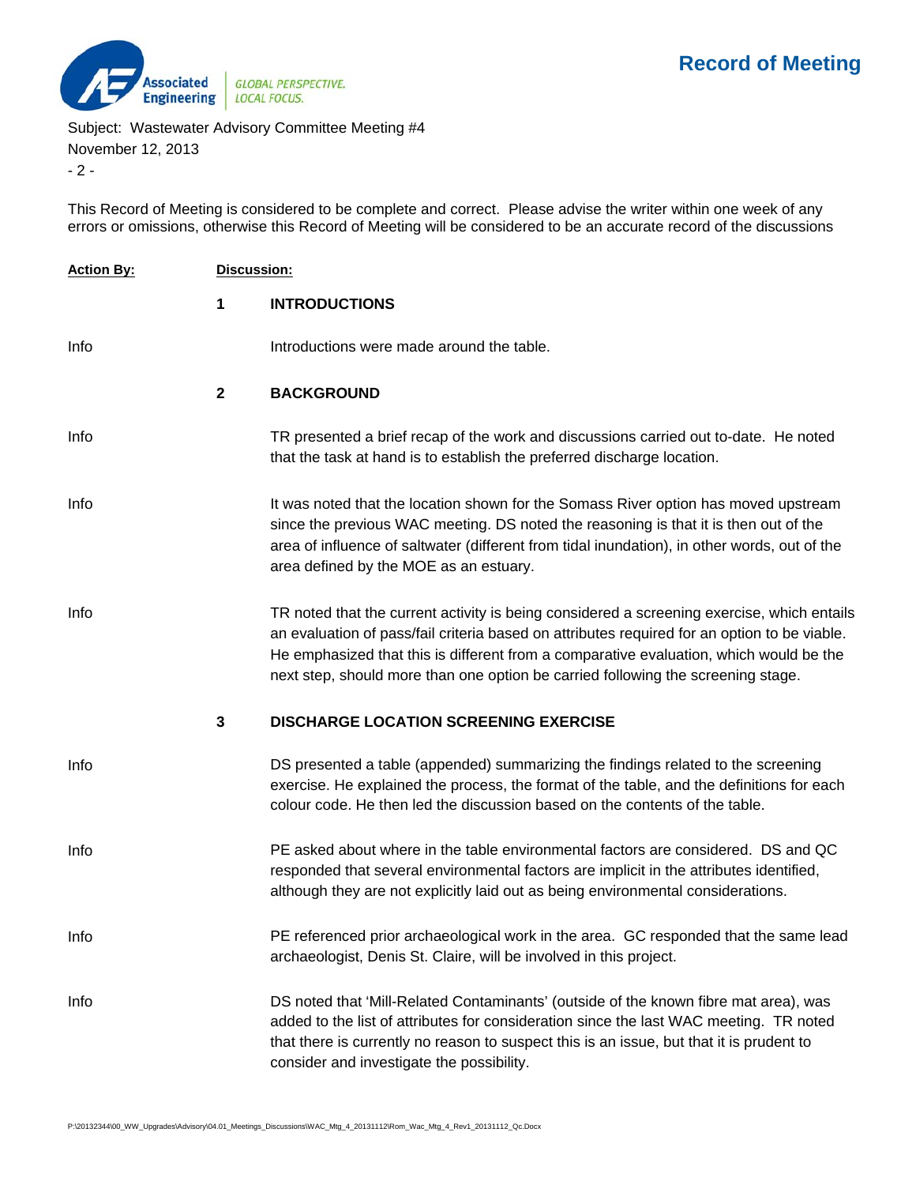This Record of Meeting is considered to be complete and correct. Please advise the writer within one week of any errors or omissions, otherwise this Record of Meeting will be considered to be an accurate record of the discussions

| Action By: | | Discussion: |
|---|---|---|
| | **1** | **INTRODUCTIONS** |
| Info | | Introductions were made around the table. |
| | **2** | **BACKGROUND** |
| Info | | TR presented a brief recap of the work and discussions carried out to-date. He noted that the task at hand is to establish the preferred discharge location. |
| Info | | It was noted that the location shown for the Somass River option has moved upstream since the previous WAC meeting. DS noted the reasoning is that it is then out of the area of influence of saltwater (different from tidal inundation), in other words, out of the area defined by the MOE as an estuary. |
| Info | | TR noted that the current activity is being considered a screening exercise, which entails an evaluation of pass/fail criteria based on attributes required for an option to be viable. He emphasized that this is different from a comparative evaluation, which would be the next step, should more than one option be carried following the screening stage. |
| | **3** | **DISCHARGE LOCATION SCREENING EXERCISE** |
| Info | | DS presented a table (appended) summarizing the findings related to the screening exercise. He explained the process, the format of the table, and the definitions for each colour code. He then led the discussion based on the contents of the table. |
| Info | | PE asked about where in the table environmental factors are considered. DS and QC responded that several environmental factors are implicit in the attributes identified, although they are not explicitly laid out as being environmental considerations. |
| Info | | PE referenced prior archaeological work in the area. GC responded that the same lead archaeologist, Denis St. Claire, will be involved in this project. |
| Info | | DS noted that 'Mill-Related Contaminants' (outside of the known fibre mat area), was added to the list of attributes for consideration since the last WAC meeting. TR noted that there is currently no reason to suspect this is an issue, but that it is prudent to consider and investigate the possibility. |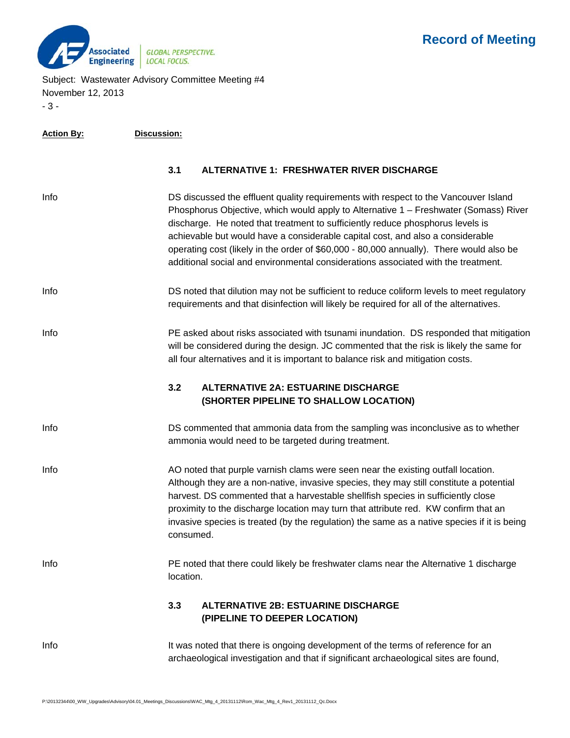| Action By: | Discussion: |
|---|---|
| | **3.1 ALTERNATIVE 1: FRESHWATER RIVER DISCHARGE** |
| Info | DS discussed the effluent quality requirements with respect to the Vancouver Island Phosphorus Objective, which would apply to Alternative 1 – Freshwater (Somass) River discharge. He noted that treatment to sufficiently reduce phosphorus levels is achievable but would have a considerable capital cost, and also a considerable operating cost (likely in the order of \$60,000 - 80,000 annually). There would also be additional social and environmental considerations associated with the treatment. |
| Info | DS noted that dilution may not be sufficient to reduce coliform levels to meet regulatory requirements and that disinfection will likely be required for all of the alternatives. |
| Info | PE asked about risks associated with tsunami inundation. DS responded that mitigation will be considered during the design. JC commented that the risk is likely the same for all four alternatives and it is important to balance risk and mitigation costs. |
| | **3.2 ALTERNATIVE 2A: ESTUARINE DISCHARGE (SHORTER PIPELINE TO SHALLOW LOCATION)** |
| Info | DS commented that ammonia data from the sampling was inconclusive as to whether ammonia would need to be targeted during treatment. |
| Info | AO noted that purple varnish clams were seen near the existing outfall location. Although they are a non-native, invasive species, they may still constitute a potential harvest. DS commented that a harvestable shellfish species in sufficiently close proximity to the discharge location may turn that attribute red. KW confirm that an invasive species is treated (by the regulation) the same as a native species if it is being consumed. |
| Info | PE noted that there could likely be freshwater clams near the Alternative 1 discharge location. |
| | **3.3 ALTERNATIVE 2B: ESTUARINE DISCHARGE (PIPELINE TO DEEPER LOCATION)** |
| Info | It was noted that there is ongoing development of the terms of reference for an archaeological investigation and that if significant archaeological sites are found, |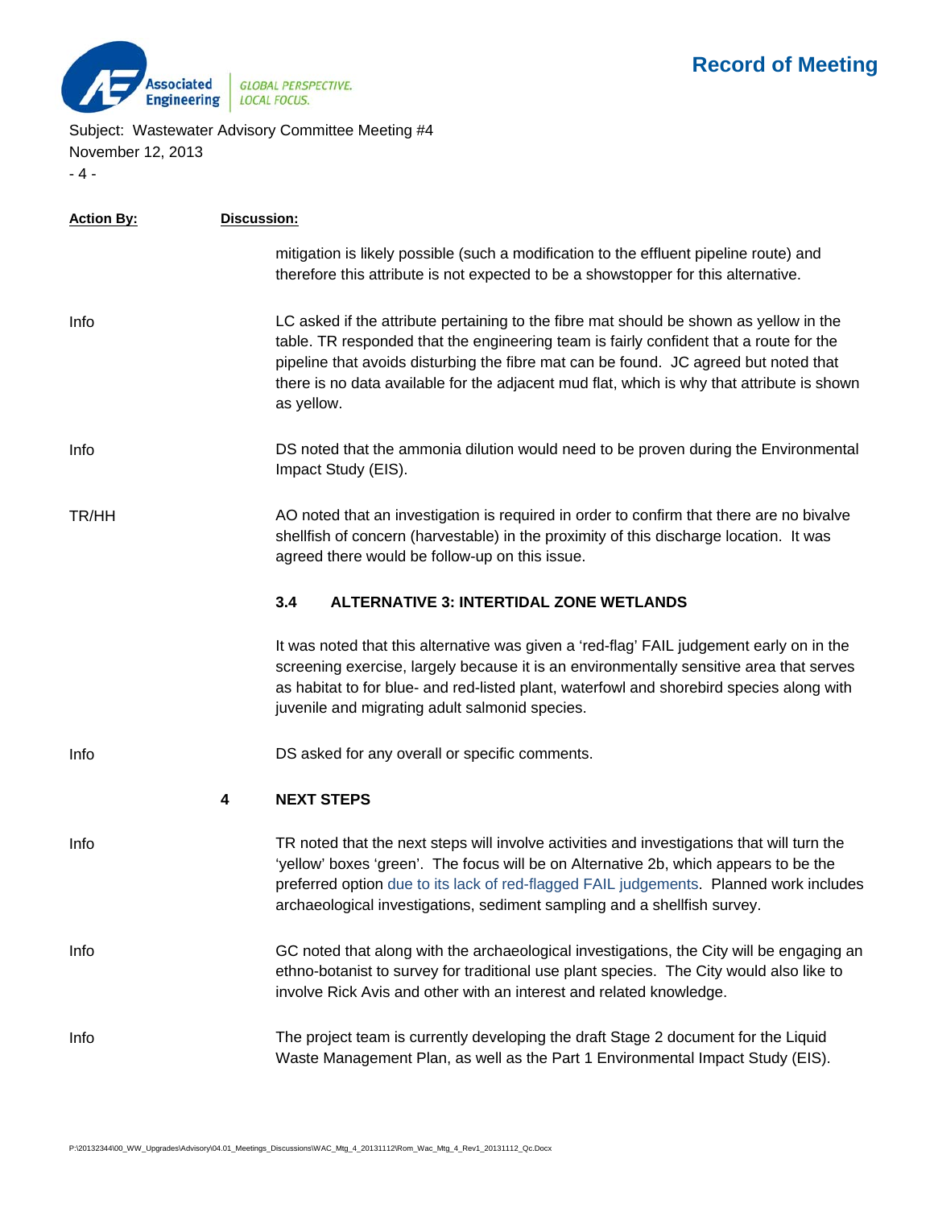| Action By: | Discussion: |
|---|---|
| | mitigation is likely possible (such a modification to the effluent pipeline route) and therefore this attribute is not expected to be a showstopper for this alternative. |
| Info | LC asked if the attribute pertaining to the fibre mat should be shown as yellow in the table. TR responded that the engineering team is fairly confident that a route for the pipeline that avoids disturbing the fibre mat can be found. JC agreed but noted that there is no data available for the adjacent mud flat, which is why that attribute is shown as yellow. |
| Info | DS noted that the ammonia dilution would need to be proven during the Environmental Impact Study (EIS). |
| TR/HH | AO noted that an investigation is required in order to confirm that there are no bivalve shellfish of concern (harvestable) in the proximity of this discharge location. It was agreed there would be follow-up on this issue. |
| | **3.4 ALTERNATIVE 3: INTERTIDAL ZONE WETLANDS** |
| | It was noted that this alternative was given a 'red-flag' FAIL judgement early on in the screening exercise, largely because it is an environmentally sensitive area that serves as habitat to for blue- and red-listed plant, waterfowl and shorebird species along with juvenile and migrating adult salmonid species. |
| Info | DS asked for any overall or specific comments. |
| | **4 NEXT STEPS** |
| Info | TR noted that the next steps will involve activities and investigations that will turn the 'yellow' boxes 'green'. The focus will be on Alternative 2b, which appears to be the preferred option due to its lack of red-flagged FAIL judgements. Planned work includes archaeological investigations, sediment sampling and a shellfish survey. |
| Info | GC noted that along with the archaeological investigations, the City will be engaging an ethno-botanist to survey for traditional use plant species. The City would also like to involve Rick Avis and other with an interest and related knowledge. |
| Info | The project team is currently developing the draft Stage 2 document for the Liquid Waste Management Plan, as well as the Part 1 Environmental Impact Study (EIS). |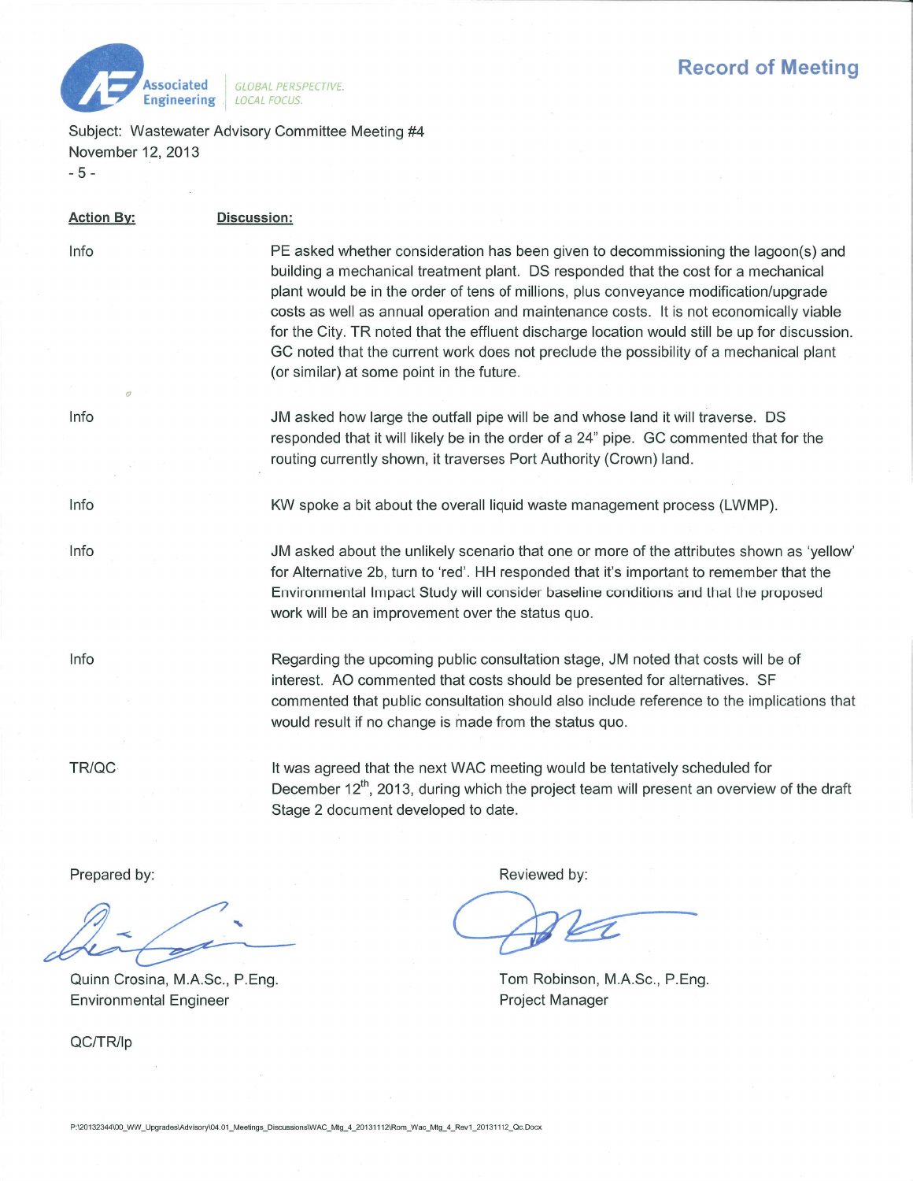| Action By: | Discussion: |
|---|---|
| Info | PE asked whether consideration has been given to decommissioning the lagoon(s) and building a mechanical treatment plant. DS responded that the cost for a mechanical plant would be in the order of tens of millions, plus conveyance modification/upgrade costs as well as annual operation and maintenance costs. It is not economically viable for the City. TR noted that the effluent discharge location would still be up for discussion. GC noted that the current work does not preclude the possibility of a mechanical plant (or similar) at some point in the future. |
| Info | JM asked how large the outfall pipe will be and whose land it will traverse. DS responded that it will likely be in the order of a 24" pipe. GC commented that for the routing currently shown, it traverses Port Authority (Crown) land. |
| Info | KW spoke a bit about the overall liquid waste management process (LWMP). |
| Info | JM asked about the unlikely scenario that one or more of the attributes shown as 'yellow' for Alternative 2b, turn to 'red'. HH responded that it's important to remember that the Environmental Impact Study will consider baseline conditions and that the proposed work will be an improvement over the status quo. |
| Info | Regarding the upcoming public consultation stage, JM noted that costs will be of interest. AO commented that costs should be presented for alternatives. SF commented that public consultation should also include reference to the implications that would result if no change is made from the status quo. |
| TR/QC | It was agreed that the next WAC meeting would be tentatively scheduled for December 12th, 2013, during which the project team will present an overview of the draft Stage 2 document developed to date. |

Prepared by:

Quinn Crosina, M.A.Sc., P.Eng.
Environmental Engineer

Reviewed by:

Tom Robinson, M.A.Sc., P.Eng.
Project Manager

QC/TR/lp

P:\20132344\00_WW_Upgrades\Advisory\04.01_Meetings_Discussions\WAC_Mtg_4_20131112\Rom_Wac_Mtg_4_Rev1_20131112_Qc.Docx